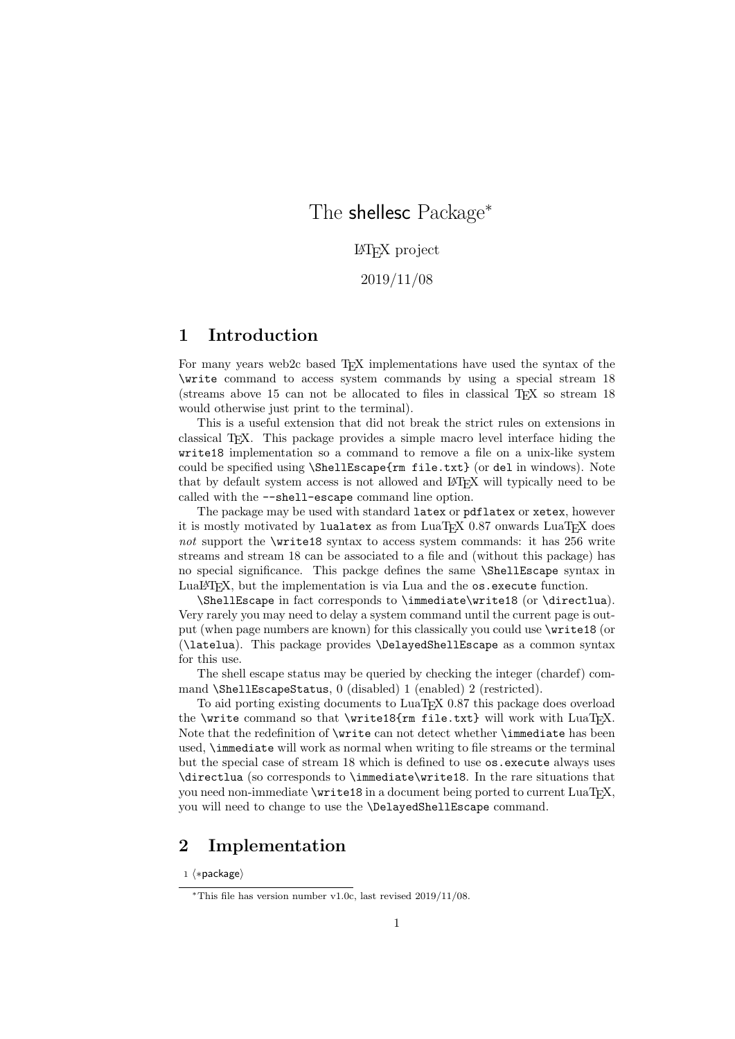# The shellesc Package*

LaTeX project

2019/11/08

## 1 Introduction

For many years web2c based TeX implementations have used the syntax of the `\write` command to access system commands by using a special stream 18 (streams above 15 can not be allocated to files in classical TeX so stream 18 would otherwise just print to the terminal).

This is a useful extension that did not break the strict rules on extensions in classical TeX. This package provides a simple macro level interface hiding the `write18` implementation so a command to remove a file on a unix-like system could be specified using `\ShellEscape{rm file.txt}` (or `del` in windows). Note that by default system access is not allowed and LaTeX will typically need to be called with the `--shell-escape` command line option.

The package may be used with standard `latex` or `pdflatex` or `xetex`, however it is mostly motivated by `lualatex` as from LuaTeX 0.87 onwards LuaTeX does *not* support the `\write18` syntax to access system commands: it has 256 write streams and stream 18 can be associated to a file and (without this package) has no special significance. This packge defines the same `\ShellEscape` syntax in LuaLaTeX, but the implementation is via Lua and the `os.execute` function.

`\ShellEscape` in fact corresponds to `\immediate\write18` (or `\directlua`). Very rarely you may need to delay a system command until the current page is output (when page numbers are known) for this classically you could use `\write18` (or (`\latelua`). This package provides `\DelayedShellEscape` as a common syntax for this use.

The shell escape status may be queried by checking the integer (chardef) command `\ShellEscapeStatus`, 0 (disabled) 1 (enabled) 2 (restricted).

To aid porting existing documents to LuaTeX 0.87 this package does overload the `\write` command so that `\write18{rm file.txt}` will work with LuaTeX. Note that the redefinition of `\write` can not detect whether `\immediate` has been used, `\immediate` will work as normal when writing to file streams or the terminal but the special case of stream 18 which is defined to use `os.execute` always uses `\directlua` (so corresponds to `\immediate\write18`. In the rare situations that you need non-immediate `\write18` in a document being ported to current LuaTeX, you will need to change to use the `\DelayedShellEscape` command.

## 2 Implementation

```
1 ⟨*package⟩
```

*This file has version number v1.0c, last revised 2019/11/08.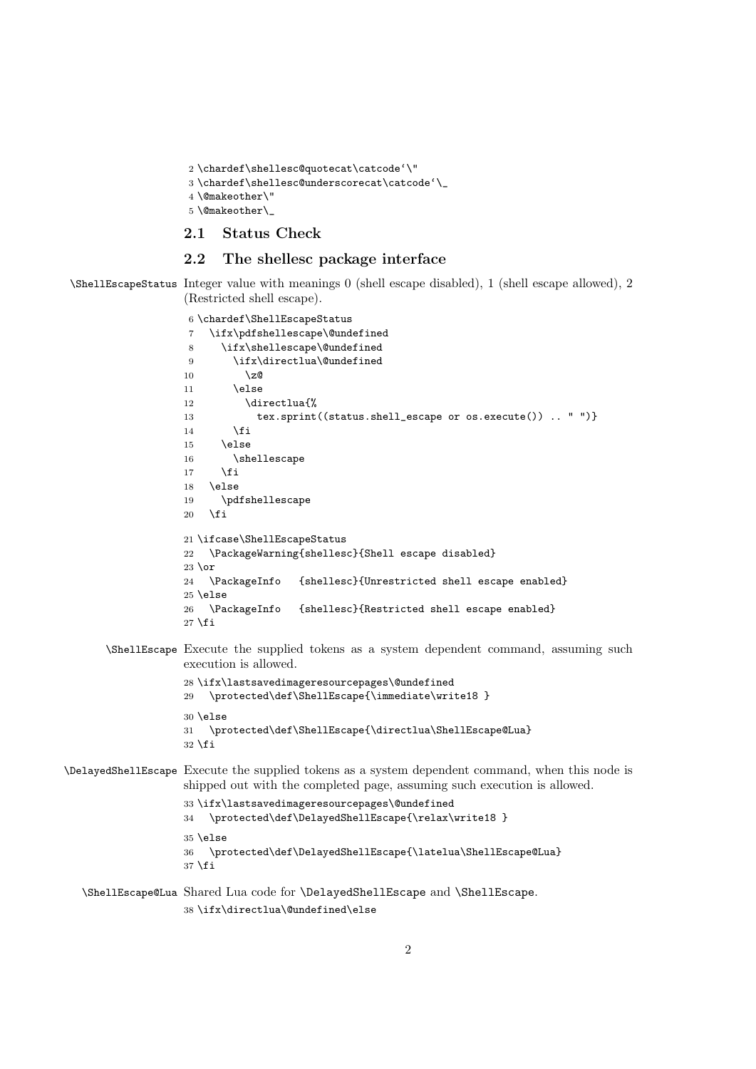```
2 \chardef\shellesc@quotecat\catcode`\"
3 \chardef\shellesc@underscorecat\catcode`\_
4 \@makeother\"
5 \@makeother\_
```

## 2.1 Status Check

## 2.2 The shellesc package interface

\ShellEscapeStatus Integer value with meanings 0 (shell escape disabled), 1 (shell escape allowed), 2 (Restricted shell escape).

```
6 \chardef\ShellEscapeStatus
7   \ifx\pdfshellescape\@undefined
8     \ifx\shellescape\@undefined
9       \ifx\directlua\@undefined
10        \z@
11      \else
12        \directlua{%
13          tex.sprint((status.shell_escape or os.execute()) .. " ")}
14      \fi
15    \else
16      \shellescape
17    \fi
18  \else
19    \pdfshellescape
20  \fi
21 \ifcase\ShellEscapeStatus
22   \PackageWarning{shellesc}{Shell escape disabled}
23 \or
24   \PackageInfo   {shellesc}{Unrestricted shell escape enabled}
25 \else
26   \PackageInfo   {shellesc}{Restricted shell escape enabled}
27 \fi
```

\ShellEscape Execute the supplied tokens as a system dependent command, assuming such execution is allowed.

```
28 \ifx\lastsavedimageresourcepages\@undefined
29   \protected\def\ShellEscape{\immediate\write18 }
30 \else
31   \protected\def\ShellEscape{\directlua\ShellEscape@Lua}
32 \fi
```

\DelayedShellEscape Execute the supplied tokens as a system dependent command, when this node is shipped out with the completed page, assuming such execution is allowed.

```
33 \ifx\lastsavedimageresourcepages\@undefined
34   \protected\def\DelayedShellEscape{\relax\write18 }
35 \else
36   \protected\def\DelayedShellEscape{\latelua\ShellEscape@Lua}
37 \fi
```

\ShellEscape@Lua Shared Lua code for \DelayedShellEscape and \ShellEscape.

```
38 \ifx\directlua\@undefined\else
```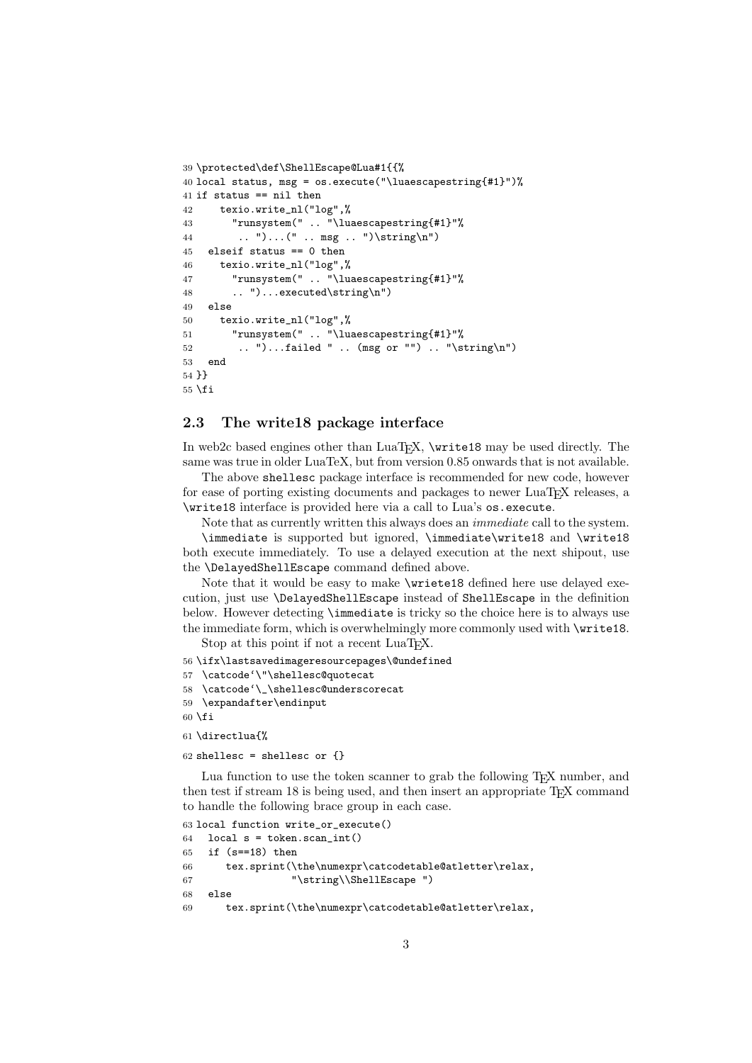```
39 \protected\def\ShellEscape@Lua#1{{%
40 local status, msg = os.execute("\luaescapestring{#1}")%
41 if status == nil then
42     texio.write_nl("log",%
43       "runsystem(" .. "\luaescapestring{#1}"%
44        .. ")...(" .. msg .. ")\string\n")
45   elseif status == 0 then
46     texio.write_nl("log",%
47       "runsystem(" .. "\luaescapestring{#1}"%
48       .. ")...executed\string\n")
49   else
50     texio.write_nl("log",%
51       "runsystem(" .. "\luaescapestring{#1}"%
52        .. ")...failed " .. (msg or "") .. "\string\n")
53   end
54 }}
55 \fi
```

### 2.3 The write18 package interface

In web2c based engines other than LuaTEX, `\write18` may be used directly. The same was true in older LuaTeX, but from version 0.85 onwards that is not available.

The above `shellesc` package interface is recommended for new code, however for ease of porting existing documents and packages to newer LuaTEX releases, a `\write18` interface is provided here via a call to Lua's `os.execute`.

Note that as currently written this always does an *immediate* call to the system.

`\immediate` is supported but ignored, `\immediate\write18` and `\write18` both execute immediately. To use a delayed execution at the next shipout, use the `\DelayedShellEscape` command defined above.

Note that it would be easy to make `\wriete18` defined here use delayed execution, just use `\DelayedShellEscape` instead of `ShellEscape` in the definition below. However detecting `\immediate` is tricky so the choice here is to always use the immediate form, which is overwhelmingly more commonly used with `\write18`.

Stop at this point if not a recent LuaTEX.

```
56 \ifx\lastsavedimageresourcepages\@undefined
57  \catcode`\"\shellesc@quotecat
58  \catcode`\_\shellesc@underscorecat
59  \expandafter\endinput
60 \fi
61 \directlua{%
62 shellesc = shellesc or {}
```

Lua function to use the token scanner to grab the following TEX number, and then test if stream 18 is being used, and then insert an appropriate TEX command to handle the following brace group in each case.

```
63 local function write_or_execute()
64   local s = token.scan_int()
65   if (s==18) then
66      tex.sprint(\the\numexpr\catcodetable@atletter\relax,
67                 "\string\\ShellEscape ")
68   else
69      tex.sprint(\the\numexpr\catcodetable@atletter\relax,
```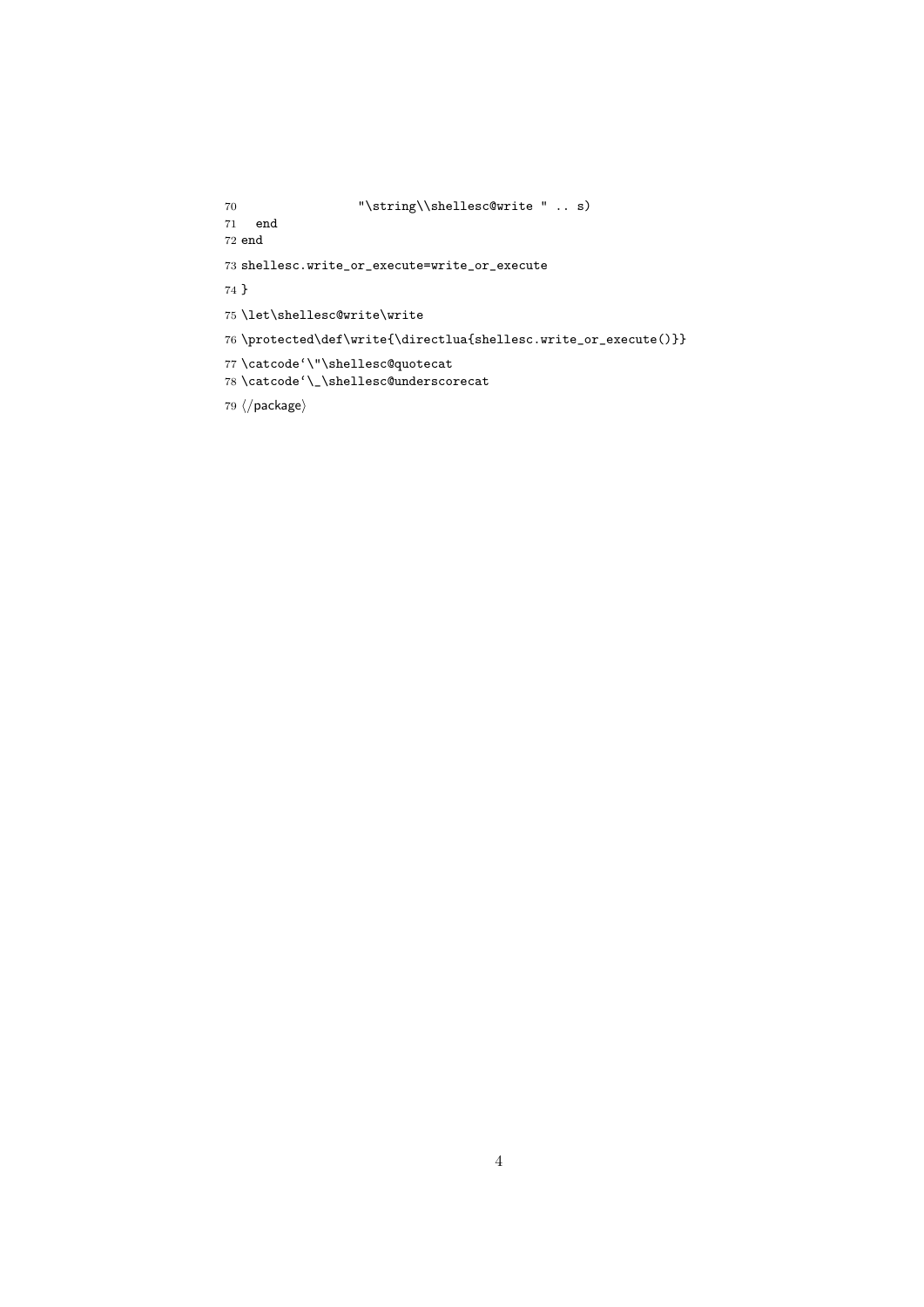```
70                 "\string\\shellesc@write " .. s)
71   end
72 end
73 shellesc.write_or_execute=write_or_execute
74 }
75 \let\shellesc@write\write
76 \protected\def\write{\directlua{shellesc.write_or_execute()}}
77 \catcode`\"\shellesc@quotecat
78 \catcode`\_\shellesc@underscorecat
79 </package>
```